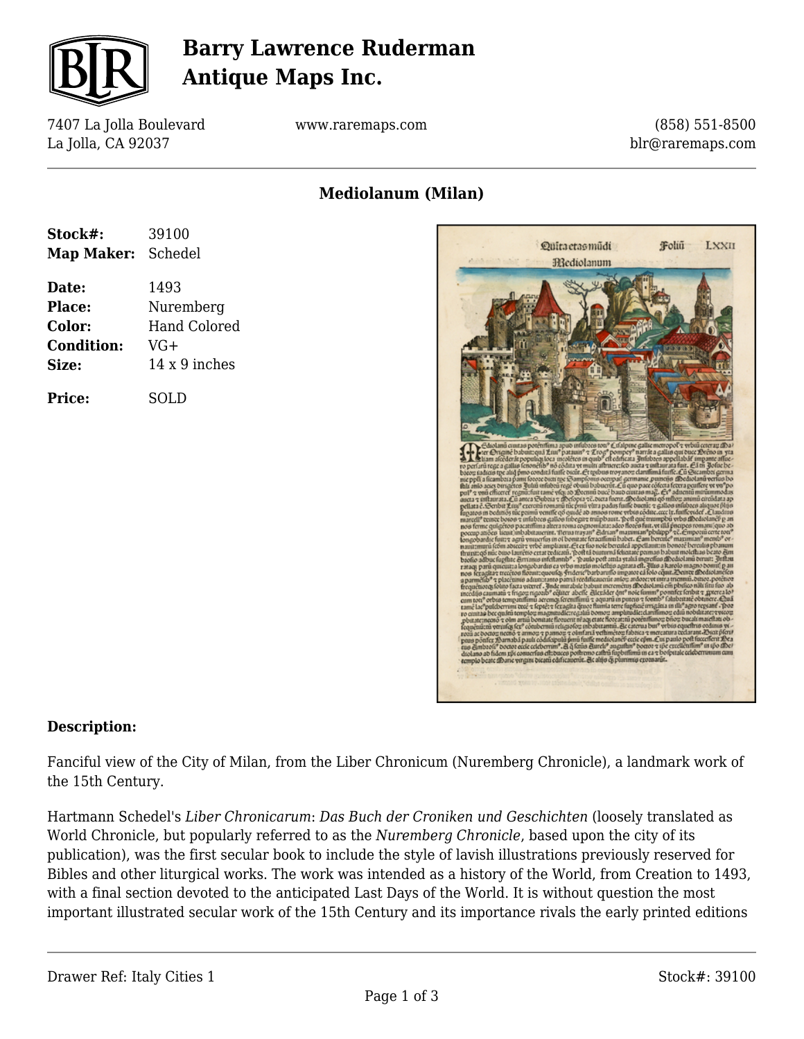# Barry Lawrence Ruderman Antique Maps Inc.

7407 La Jolla Boulevard
La Jolla, CA 92037

www.raremaps.com

(858) 551-8500
blr@raremaps.com

## Mediolanum (Milan)

| | |
|---|---|
| **Stock#:** | 39100 |
| **Map Maker:** | Schedel |
| **Date:** | 1493 |
| **Place:** | Nuremberg |
| **Color:** | Hand Colored |
| **Condition:** | VG+ |
| **Size:** | 14 x 9 inches |
| **Price:** | SOLD |

### Description:

Fanciful view of the City of Milan, from the Liber Chronicum (Nuremberg Chronicle), a landmark work of the 15th Century.

Hartmann Schedel's *Liber Chronicarum*: *Das Buch der Croniken und Geschichten* (loosely translated as World Chronicle, but popularly referred to as the *Nuremberg Chronicle*, based upon the city of its publication), was the first secular book to include the style of lavish illustrations previously reserved for Bibles and other liturgical works. The work was intended as a history of the World, from Creation to 1493, with a final section devoted to the anticipated Last Days of the World. It is without question the most important illustrated secular work of the 15th Century and its importance rivals the early printed editions

Drawer Ref: Italy Cities 1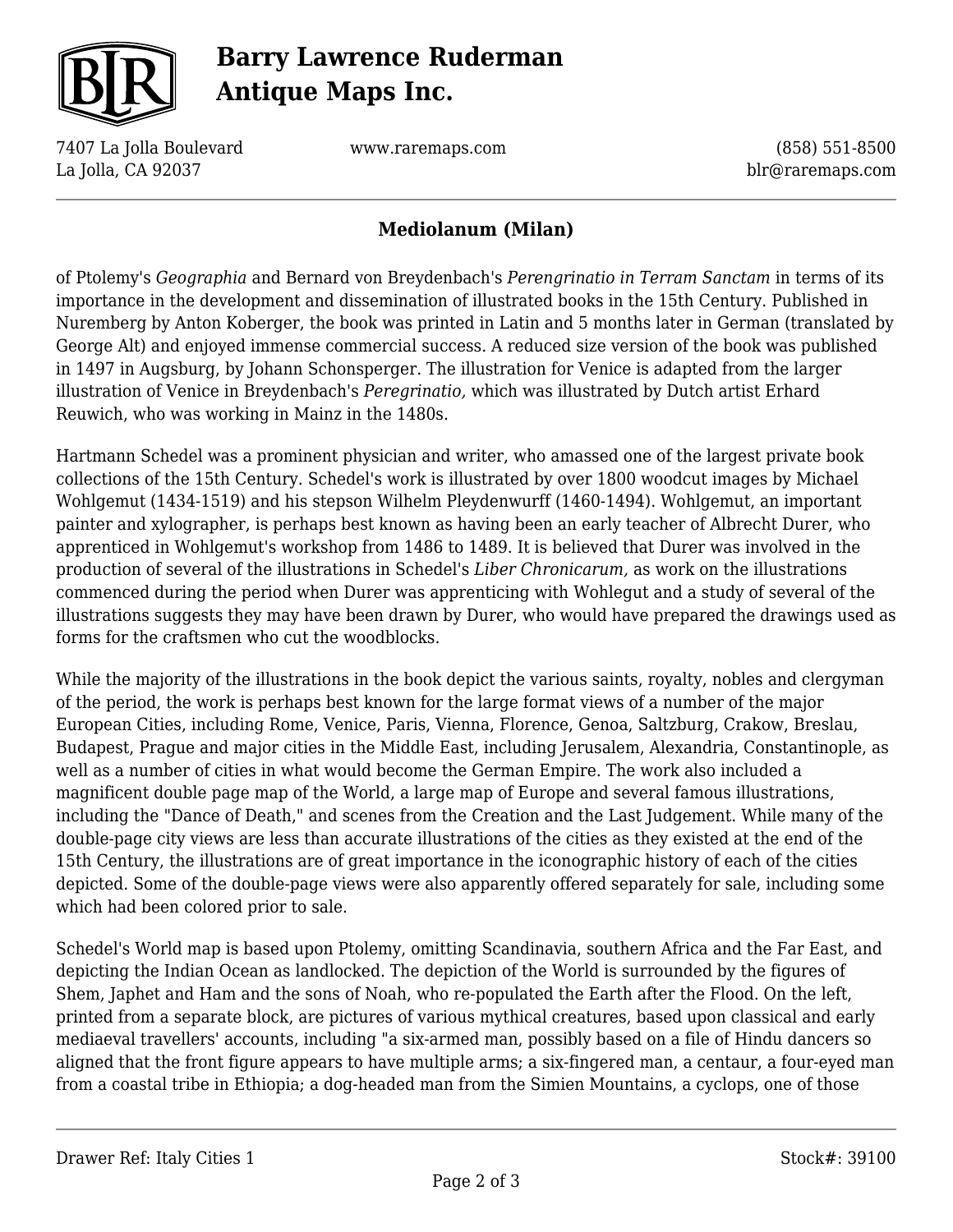of Ptolemy's *Geographia* and Bernard von Breydenbach's *Perengrinatio in Terram Sanctam* in terms of its importance in the development and dissemination of illustrated books in the 15th Century. Published in Nuremberg by Anton Koberger, the book was printed in Latin and 5 months later in German (translated by George Alt) and enjoyed immense commercial success. A reduced size version of the book was published in 1497 in Augsburg, by Johann Schonsperger. The illustration for Venice is adapted from the larger illustration of Venice in Breydenbach's *Peregrinatio,* which was illustrated by Dutch artist Erhard Reuwich, who was working in Mainz in the 1480s.

Hartmann Schedel was a prominent physician and writer, who amassed one of the largest private book collections of the 15th Century. Schedel's work is illustrated by over 1800 woodcut images by Michael Wohlgemut (1434-1519) and his stepson Wilhelm Pleydenwurff (1460-1494). Wohlgemut, an important painter and xylographer, is perhaps best known as having been an early teacher of Albrecht Durer, who apprenticed in Wohlgemut's workshop from 1486 to 1489. It is believed that Durer was involved in the production of several of the illustrations in Schedel's *Liber Chronicarum,* as work on the illustrations commenced during the period when Durer was apprenticing with Wohlegut and a study of several of the illustrations suggests they may have been drawn by Durer, who would have prepared the drawings used as forms for the craftsmen who cut the woodblocks.

While the majority of the illustrations in the book depict the various saints, royalty, nobles and clergyman of the period, the work is perhaps best known for the large format views of a number of the major European Cities, including Rome, Venice, Paris, Vienna, Florence, Genoa, Saltzburg, Crakow, Breslau, Budapest, Prague and major cities in the Middle East, including Jerusalem, Alexandria, Constantinople, as well as a number of cities in what would become the German Empire. The work also included a magnificent double page map of the World, a large map of Europe and several famous illustrations, including the "Dance of Death," and scenes from the Creation and the Last Judgement. While many of the double-page city views are less than accurate illustrations of the cities as they existed at the end of the 15th Century, the illustrations are of great importance in the iconographic history of each of the cities depicted. Some of the double-page views were also apparently offered separately for sale, including some which had been colored prior to sale.

Schedel's World map is based upon Ptolemy, omitting Scandinavia, southern Africa and the Far East, and depicting the Indian Ocean as landlocked. The depiction of the World is surrounded by the figures of Shem, Japhet and Ham and the sons of Noah, who re-populated the Earth after the Flood. On the left, printed from a separate block, are pictures of various mythical creatures, based upon classical and early mediaeval travellers' accounts, including "a six-armed man, possibly based on a file of Hindu dancers so aligned that the front figure appears to have multiple arms; a six-fingered man, a centaur, a four-eyed man from a coastal tribe in Ethiopia; a dog-headed man from the Simien Mountains, a cyclops, one of those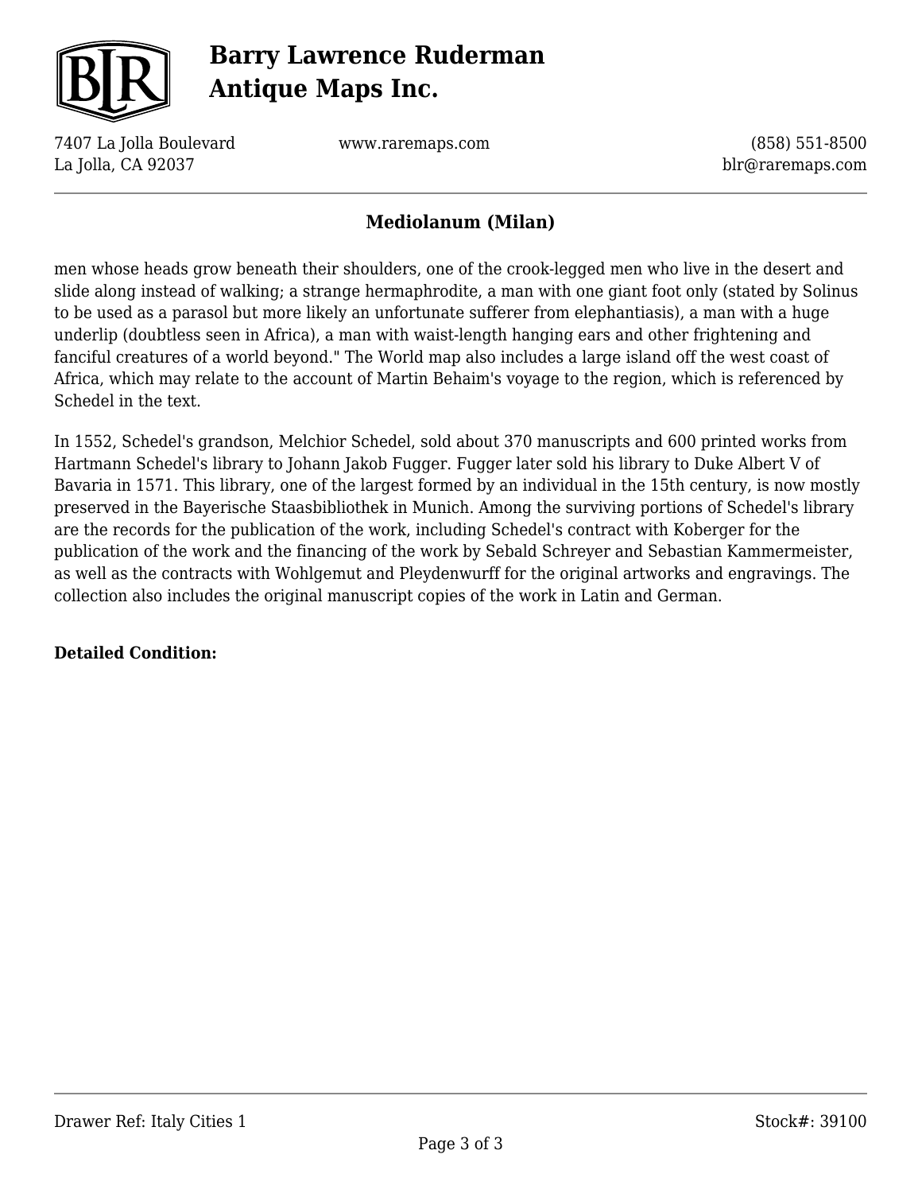men whose heads grow beneath their shoulders, one of the crook-legged men who live in the desert and slide along instead of walking; a strange hermaphrodite, a man with one giant foot only (stated by Solinus to be used as a parasol but more likely an unfortunate sufferer from elephantiasis), a man with a huge underlip (doubtless seen in Africa), a man with waist-length hanging ears and other frightening and fanciful creatures of a world beyond." The World map also includes a large island off the west coast of Africa, which may relate to the account of Martin Behaim's voyage to the region, which is referenced by Schedel in the text.

In 1552, Schedel's grandson, Melchior Schedel, sold about 370 manuscripts and 600 printed works from Hartmann Schedel's library to Johann Jakob Fugger. Fugger later sold his library to Duke Albert V of Bavaria in 1571. This library, one of the largest formed by an individual in the 15th century, is now mostly preserved in the Bayerische Staasbibliothek in Munich. Among the surviving portions of Schedel's library are the records for the publication of the work, including Schedel's contract with Koberger for the publication of the work and the financing of the work by Sebald Schreyer and Sebastian Kammermeister, as well as the contracts with Wohlgemut and Pleydenwurff for the original artworks and engravings. The collection also includes the original manuscript copies of the work in Latin and German.

**Detailed Condition:**